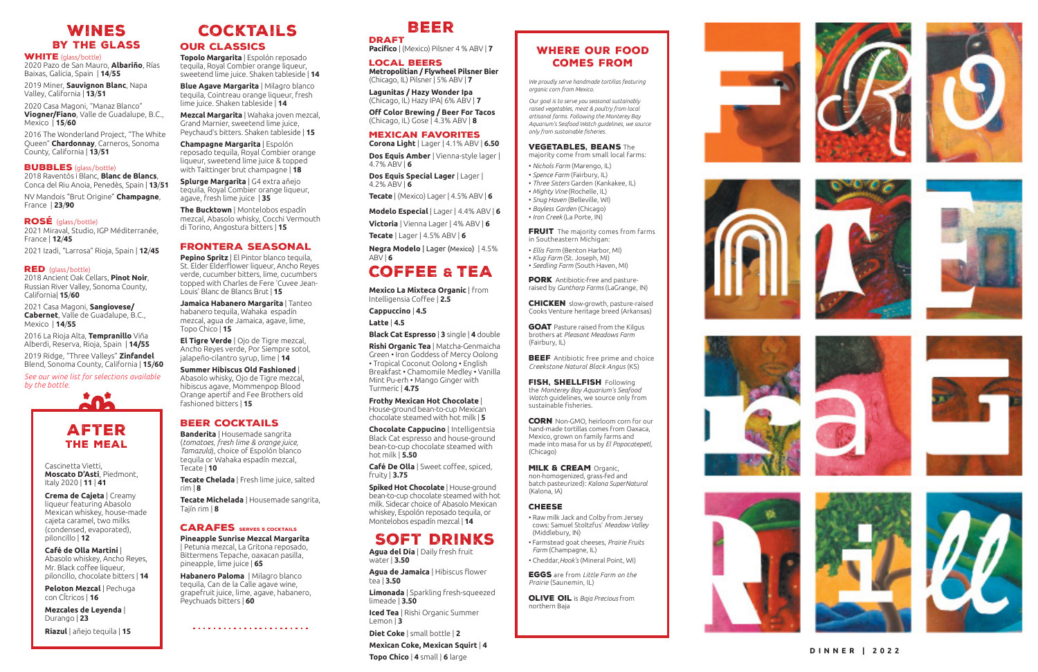# WINES BY THE GLASS

## WHITE (glass/bottle)

2020 Pazo de San Mauro, **Albariño**, Rías Baixas, Galicia, Spain | **14/55**

2019 Miner, **Sauvignon Blanc**, Napa Valley, California | **13/51**

2020 Casa Magoni, "Manaz Blanco" **Viognier/Fiano**, Valle de Guadalupe, B.C., Mexico | **15/60**

2016 The Wonderland Project, "The White Queen" **Chardonnay**, Carneros, Sonoma County, California | **13/51**

## BUBBLES (glass/bottle)

2018 Raventós i Blanc, **Blanc de Blancs**, Conca del Riu Anoia, Penedès, Spain | **13/51**

NV Mandois "Brut Origine" **Champagne**, France | **23/90**

## ROSÉ (glass/bottle)

2021 Miraval, Studio, IGP Méditerranée, France | **12/45**

2021 Izadi, "Larrosa" Rioja, Spain | **12/45**

## RED (glass/bottle)

2018 Ancient Oak Cellars, **Pinot Noir**, Russian River Valley, Sonoma County, California| **15/60**

2021 Casa Magoni, **Sangiovese/ Cabernet**, Valle de Guadalupe, B.C., Mexico | **14/55**

2016 La Rioja Alta, **Tempranillo** Viña Alberdi, Reserva, Rioja, Spain | **14/55**

2019 Ridge, "Three Valleys" **Zinfandel** Blend, Sonoma County, California | **15/60**

*See our wine list for selections available by the bottle.*

# AFTER THE MEAL

Cascinetta Vietti, **Moscato D'Asti**, Piedmont, Italy 2020 | **11** | **41**

**Crema de Cajeta** | Creamy liqueur featuring Abasolo Mexican whiskey, house-made cajeta caramel, two milks (condensed, evaporated), piloncillo | **12**

**Café de Olla Martini** | Abasolo whiskey, Ancho Reyes, Mr. Black coffee liqueur, piloncillo, chocolate bitters | **14**

**Peloton Mezcal** | Pechuga con Cítricos | **16**

**Mezcales de Leyenda** | Durango | **23**

**Riazul** | añejo tequila | **15**

# COCKTAILS

## OUR CLASSICS

**Topolo Margarita** | Espolón reposado tequila, Royal Combier orange liqueur, sweetened lime juice. Shaken tableside | **14**

**Blue Agave Margarita** | Milagro blanco tequila, Cointreau orange liqueur, fresh lime juice. Shaken tableside | **14**

**Mezcal Margarita** | Wahaka joven mezcal, Grand Marnier, sweetened lime juice, Peychaud's bitters. Shaken tableside | **15**

**Champagne Margarita** | Espolón reposado tequila, Royal Combier orange liqueur, sweetened lime juice & topped with Taittinger brut champagne | **18**

**Splurge Margarita** | G4 extra añejo tequila, Royal Combier orange liqueur, agave, fresh lime juice | **35**

**The Bucktown** | Montelobos espadín mezcal, Abasolo whisky, Cocchi Vermouth di Torino, Angostura bitters | **15**

## FRONTERA SEASONAL

**Pepino Spritz** | El Pintor blanco tequila, St. Elder Elderflower liqueur, Ancho Reyes verde, cucumber bitters, lime, cucumbers topped with Charles de Fere 'Cuvee Jean-Louis' Blanc de Blancs Brut | **15**

**Jamaica Habanero Margarita** | Tanteo habanero tequila, Wahaka espadín mezcal, agua de Jamaica, agave, lime, Topo Chico | **15**

**El Tigre Verde** | Ojo de Tigre mezcal, Ancho Reyes verde, Por Siempre sotol, jalapeño-cilantro syrup, lime | **14**

**Summer Hibiscus Old Fashioned** | Abasolo whisky, Ojo de Tigre mezcal, hibiscus agave, Mommenpop Blood Orange apertif and Fee Brothers old fashioned bitters | **15**

## BEER COCKTAILS

**Banderita** | Housemade sangrita (*tomatoes, fresh lime & orange juice, Tamazula*), choice of Espolón blanco tequila or Wahaka espadín mezcal, Tecate | **10**

**Tecate Chelada** | Fresh lime juice, salted rim | **8**

**Tecate Michelada** | Housemade sangrita, Tajín rim | **8**

## CARAFES SERVES 5 COCKTAILS

**Pineapple Sunrise Mezcal Margarita** | Petunia mezcal, La Gritona reposado, Bittermens Tepache, oaxacan pasilla, pineapple, lime juice | **65**

**Habanero Paloma** | Milagro blanco tequila, Can de la Calle agave wine, grapefruit juice, lime, agave, habanero, Peychauds bitters | **60**

# BEER

## DRAFT

**Pacifico** | (Mexico) Pilsner 4 % ABV | **7**

## LOCAL BEERS

**Metropolitian / Flywheel Pilsner Bier** (Chicago, IL) Pilsner | 5% ABV | **7**

**Lagunitas / Hazy Wonder Ipa** (Chicago, IL) Hazy IPA| 6% ABV | **7**

**Off Color Brewing / Beer For Tacos** (Chicago, IL) Gose | 4.3% ABV | **8**

## MEXICAN FAVORITES

**Corona Light** | Lager | 4.1% ABV | **6.50**

**Dos Equis Amber** | Vienna-style lager | 4.7% ABV | **6**

**Dos Equis Special Lager** | Lager | 4.2% ABV | **6**

**Tecate** | (Mexico) Lager | 4.5% ABV | **6**

**Modelo Especial** | Lager | 4.4% ABV | **6**

**Victoria** | Vienna Lager | 4% ABV | **6**

**Tecate** | Lager | 4.5% ABV | **6**

**Negra Modelo** | Lager (Mexico) | 4.5% ABV | **6**

# COFFEE & TEA

**Mexico La Mixteca Organic** | from Intelligensia Coffee | **2.5**

**Cappuccino** | **4.5**

**Latte** | **4.5**

**Black Cat Espresso** | **3** single | **4** double

**Rishi Organic Tea** | Matcha-Genmaicha Green • Iron Goddess of Mercy Oolong • Tropical Coconut Oolong • English Breakfast • Chamomile Medley • Vanilla Mint Pu-erh • Mango Ginger with Turmeric | **4.75**

**Frothy Mexican Hot Chocolate** | House-ground bean-to-cup Mexican chocolate steamed with hot milk | **5**

**Chocolate Cappuccino** | Intelligentsia Black Cat espresso and house-ground bean-to-cup chocolate steamed with hot milk | **5.50**

**Café De Olla** | Sweet coffee, spiced, fruity | **3.75**

**Spiked Hot Chocolate** | House-ground bean-to-cup chocolate steamed with hot milk. Sidecar choice of Abasolo Mexican whiskey, Espolón reposado tequila, or Montelobos espadín mezcal | **14**

# SOFT DRINKS

**Agua del Día** | Daily fresh fruit water | **3.50**

**Agua de Jamaica** | Hibiscus flower tea | **3.50**

**Limonada** | Sparkling fresh-squeezed limeade | **3.50**

**Iced Tea** | Rishi Organic Summer Lemon | **3**

**Diet Coke** | small bottle | **2**

**Mexican Coke, Mexican Squirt** | **4**

**Topo Chico** | **4** small | **6** large

# WHERE OUR FOOD COMES FROM

*We proudly serve handmade tortillas featuring organic corn from Mexico.*

*Our goal is to serve you seasonal sustainably raised vegetables, meat & poultry from local artisanal farms. Following the Monterey Bay Aquarium's Seafood Watch guidelines, we source only from sustainable fisheries.*

**VEGETABLES, BEANS** The majority come from small local farms:

- *Nichols Farm* (Marengo, IL)
- *Spence Farm* (Fairbury, IL)
- *Three Sisters* Garden (Kankakee, IL)
- *Mighty Vine* (Rochelle, IL)
- *Snug Haven* (Belleville, WI)
- *Bayless Garden* (Chicago)
- *Iron Creek* (La Porte, IN)

**FRUIT** The majority comes from farms in Southeastern Michigan:

- *Ellis Farm* (Benton Harbor, MI)
- *Klug Farm* (St. Joseph, MI)
- *Seedling Farm* (South Haven, MI)

**PORK** Antibiotic-free and pasture-raised by *Gunthorp Farms* (LaGrange, IN)

**CHICKEN** slow-growth, pasture-raised Cooks Venture heritage breed (Arkansas)

**GOAT** Pasture raised from the Kilgus brothers at *Pleasant Meadows Farm* (Fairbury, IL)

**BEEF** Antibiotic free prime and choice *Creekstone Natural Black Angus* (KS)

**FISH, SHELLFISH** Following the *Monterey Bay Aquarium's Seafood Watch* guidelines, we source only from sustainable fisheries.

**CORN** Non-GMO, heirloom corn for our hand-made tortillas comes from Oaxaca, Mexico, grown on family farms and made into masa for us by *El Popocatepetl*, (Chicago)

**MILK & CREAM** Organic, non-homogenized, grass-fed and batch pasteurized): *Kalona SuperNatural* (Kalona, IA)

**CHEESE**

- Raw milk Jack and Colby from Jersey cows: Samuel Stoltzfus' *Meadow Valley* (Middlebury, IN)
- Farmstead goat cheeses, *Prairie Fruits Farm* (Champagne, IL)
- Cheddar, *Hook's* (Mineral Point, WI)

**EGGS** are from *Little Farm on the Prairie* (Saunemin, IL)

**OLIVE OIL** is *Baja Precious* from northern Baja

FRONTERA GRILL

DINNER | 2022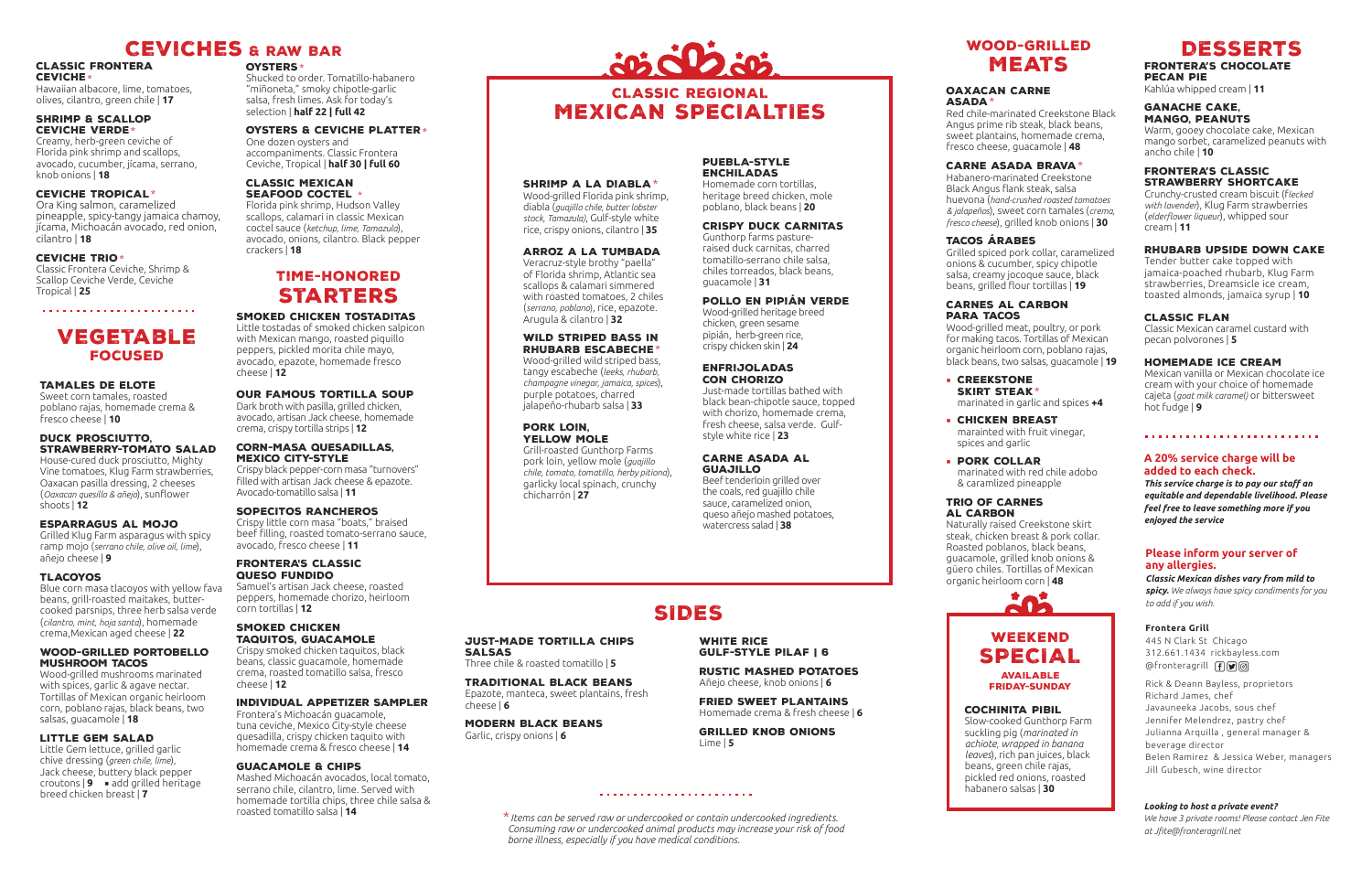# CEVICHES & RAW BAR

### CLASSIC FRONTERA CEVICHE*
Hawaiian albacore, lime, tomatoes, olives, cilantro, green chile | **17**

### SHRIMP & SCALLOP CEVICHE VERDE*
Creamy, herb-green ceviche of Florida pink shrimp and scallops, avocado, cucumber, jícama, serrano, knob onions | **18**

### CEVICHE TROPICAL*
Ora King salmon, caramelized pineapple, spicy-tangy jamaica chamoy, jícama, Michoacán avocado, red onion, cilantro | **18**

### CEVICHE TRIO*
Classic Frontera Ceviche, Shrimp & Scallop Ceviche Verde, Ceviche Tropical | **25**

### OYSTERS*
Shucked to order. Tomatillo-habanero "miñoneta," smoky chipotle-garlic salsa, fresh limes. Ask for today's selection | **half 22 | full 42**

### OYSTERS & CEVICHE PLATTER*
One dozen oysters and accompaniments. Classic Frontera Ceviche, Tropical | **half 30 | full 60**

### CLASSIC MEXICAN SEAFOOD COCTEL*
Florida pink shrimp, Hudson Valley scallops, calamari in classic Mexican coctel sauce (*ketchup, lime, Tamazula*), avocado, onions, cilantro. Black pepper crackers | **18**

# VEGETABLE FOCUSED

### TAMALES DE ELOTE
Sweet corn tamales, roasted poblano rajas, homemade crema & fresco cheese | **10**

### DUCK PROSCIUTTO, STRAWBERRY-TOMATO SALAD
House-cured duck prosciutto, Mighty Vine tomatoes, Klug Farm strawberries, Oaxacan pasilla dressing, 2 cheeses (*Oaxacan quesillo & añejo*), sunflower shoots | **12**

### ESPARRAGUS AL MOJO
Grilled Klug Farm asparagus with spicy ramp mojo (*serrano chile, olive oil, lime*), añejo cheese | **9**

### TLACOYOS
Blue corn masa tlacoyos with yellow fava beans, grill-roasted maitakes, butter-cooked parsnips, three herb salsa verde (*cilantro, mint, hoja santa*), homemade crema,Mexican aged cheese | **22**

### WOOD-GRILLED PORTOBELLO MUSHROOM TACOS
Wood-grilled mushrooms marinated with spices, garlic & agave nectar. Tortillas of Mexican organic heirloom corn, poblano rajas, black beans, two salsas, guacamole | **18**

### LITTLE GEM SALAD
Little Gem lettuce, grilled garlic chive dressing (*green chile, lime*), Jack cheese, buttery black pepper croutons | **9** ▪ add grilled heritage breed chicken breast | **7**

# TIME-HONORED STARTERS

### SMOKED CHICKEN TOSTADITAS
Little tostadas of smoked chicken salpicon with Mexican mango, roasted piquillo peppers, pickled morita chile mayo, avocado, epazote, homemade fresco cheese | **12**

### OUR FAMOUS TORTILLA SOUP
Dark broth with pasilla, grilled chicken, avocado, artisan Jack cheese, homemade crema, crispy tortilla strips | **12**

### CORN-MASA QUESADILLAS, MEXICO CITY-STYLE
Crispy black pepper-corn masa "turnovers" filled with artisan Jack cheese & epazote. Avocado-tomatillo salsa | **11**

### SOPECITOS RANCHEROS
Crispy little corn masa "boats," braised beef filling, roasted tomato-serrano sauce, avocado, fresco cheese | **11**

### FRONTERA'S CLASSIC QUESO FUNDIDO
Samuel's artisan Jack cheese, roasted peppers, homemade chorizo, heirloom corn tortillas | **12**

### SMOKED CHICKEN TAQUITOS, GUACAMOLE
Crispy smoked chicken taquitos, black beans, classic guacamole, homemade crema, roasted tomatillo salsa, fresco cheese | **12**

### INDIVIDUAL APPETIZER SAMPLER
Frontera's Michoacán guacamole, tuna ceviche, Mexico City-style cheese quesadilla, crispy chicken taquito with homemade crema & fresco cheese | **14**

### GUACAMOLE & CHIPS
Mashed Michoacán avocados, local tomato, serrano chile, cilantro, lime. Served with homemade tortilla chips, three chile salsa & roasted tomatillo salsa | **14**

# CLASSIC REGIONAL MEXICAN SPECIALTIES

### SHRIMP A LA DIABLA*
Wood-grilled Florida pink shrimp, diabla (*guajillo chile, butter lobster stock, Tamazula*), Gulf-style white rice, crispy onions, cilantro | **35**

### ARROZ A LA TUMBADA
Veracruz-style brothy "paella" of Florida shrimp, Atlantic sea scallops & calamari simmered with roasted tomatoes, 2 chiles (*serrano, poblano*), rice, epazote. Arugula & cilantro | **32**

### WILD STRIPED BASS IN RHUBARB ESCABECHE*
Wood-grilled wild striped bass, tangy escabeche (*leeks, rhubarb, champagne vinegar, jamaica, spices*), purple potatoes, charred jalapeño-rhubarb salsa | **33**

### PORK LOIN, YELLOW MOLE
Grill-roasted Gunthorp Farms pork loin, yellow mole (*guajillo chile, tomato, tomatillo, herby pitiona*), garlicky local spinach, crunchy chicharrón | **27**

### PUEBLA-STYLE ENCHILADAS
Homemade corn tortillas, heritage breed chicken, mole poblano, black beans | **20**

### CRISPY DUCK CARNITAS
Gunthorp farms pasture-raised duck carnitas, charred tomatillo-serrano chile salsa, chiles torreados, black beans, guacamole | **31**

### POLLO EN PIPIÁN VERDE
Wood-grilled heritage breed chicken, green sesame pipián, herb-green rice, crispy chicken skin | **24**

### ENFRIJOLADAS CON CHORIZO
Just-made tortillas bathed with black bean-chipotle sauce, topped with chorizo, homemade crema, fresh cheese, salsa verde. Gulf-style white rice | **23**

### CARNE ASADA AL GUAJILLO
Beef tenderloin grilled over the coals, red guajillo chile sauce, caramelized onion, queso añejo mashed potatoes, watercress salad | **38**

# SIDES

### JUST-MADE TORTILLA CHIPS SALSAS
Three chile & roasted tomatillo | **5**

### TRADITIONAL BLACK BEANS
Epazote, manteca, sweet plantains, fresh cheese | **6**

### MODERN BLACK BEANS
Garlic, crispy onions | **6**

### WHITE RICE GULF-STYLE PILAF | 6

### RUSTIC MASHED POTATOES
Añejo cheese, knob onions | **6**

### FRIED SWEET PLANTAINS
Homemade crema & fresh cheese | **6**

### GRILLED KNOB ONIONS
Lime | **5**

*\* Items can be served raw or undercooked or contain undercooked ingredients. Consuming raw or undercooked animal products may increase your risk of food borne illness, especially if you have medical conditions.*

# WOOD-GRILLED MEATS

### OAXACAN CARNE ASADA*
Red chile-marinated Creekstone Black Angus prime rib steak, black beans, sweet plantains, homemade crema, fresco cheese, guacamole | **48**

### CARNE ASADA BRAVA*
Habanero-marinated Creekstone Black Angus flank steak, salsa huevona (*hand-crushed roasted tomatoes & jalapeños*), sweet corn tamales (*crema, fresco cheese*), grilled knob onions | **30**

### TACOS ÁRABES
Grilled spiced pork collar, caramelized onions & cucumber, spicy chipotle salsa, creamy jocoque sauce, black beans, grilled flour tortillas | **19**

### CARNES AL CARBON PARA TACOS
Wood-grilled meat, poultry, or pork for making tacos. Tortillas of Mexican organic heirloom corn, poblano rajas, black beans, two salsas, guacamole | **19**

- **CREEKSTONE SKIRT STEAK*** marinated in garlic and spices **+4**
- **CHICKEN BREAST** marainted with fruit vinegar, spices and garlic
- **PORK COLLAR** marinated with red chile adobo & caramlized pineapple

### TRIO OF CARNES AL CARBON
Naturally raised Creekstone skirt steak, chicken breast & pork collar. Roasted poblanos, black beans, guacamole, grilled knob onions & güero chiles. Tortillas of Mexican organic heirloom corn | **48**

# WEEKEND SPECIAL
**AVAILABLE FRIDAY-SUNDAY**

### COCHINITA PIBIL
Slow-cooked Gunthorp Farm suckling pig (*marinated in achiote, wrapped in banana leaves*), rich pan juices, black beans, green chile rajas, pickled red onions, roasted habanero salsas | **30**

# DESSERTS

### FRONTERA'S CHOCOLATE PECAN PIE
Kahlúa whipped cream | **11**

### GANACHE CAKE, MANGO, PEANUTS
Warm, gooey chocolate cake, Mexican mango sorbet, caramelized peanuts with ancho chile | **10**

### FRONTERA'S CLASSIC STRAWBERRY SHORTCAKE
Crunchy-crusted cream biscuit (*flecked with lavender*), Klug Farm strawberries (*elderflower liqueur*), whipped sour cream | **11**

### RHUBARB UPSIDE DOWN CAKE
Tender butter cake topped with jamaica-poached rhubarb, Klug Farm strawberries, Dreamsicle ice cream, toasted almonds, jamaica syrup | **10**

### CLASSIC FLAN
Classic Mexican caramel custard with pecan polvorones | **5**

### HOMEMADE ICE CREAM
Mexican vanilla or Mexican chocolate ice cream with your choice of homemade cajeta (*goat milk caramel*) or bittersweet hot fudge | **9**

**A 20% service charge will be added to each check.**
***This service charge is to pay our staff an equitable and dependable livelihood. Please feel free to leave something more if you enjoyed the service***

**Please inform your server of any allergies.**
***Classic Mexican dishes vary from mild to spicy.** We always have spicy condiments for you to add if you wish.*

**Frontera Grill**
445 N Clark St Chicago
312.661.1434 rickbayless.com
@fronteragrill

Rick & Deann Bayless, proprietors
Richard James, chef
Javauneeka Jacobs, sous chef
Jennifer Melendrez, pastry chef
Julianna Arquilla , general manager & beverage director
Belen Ramirez & Jessica Weber, managers
Jill Gubesch, wine director

***Looking to host a private event?***
*We have 3 private rooms! Please contact Jen Fite at Jfite@fronteragrill.net*